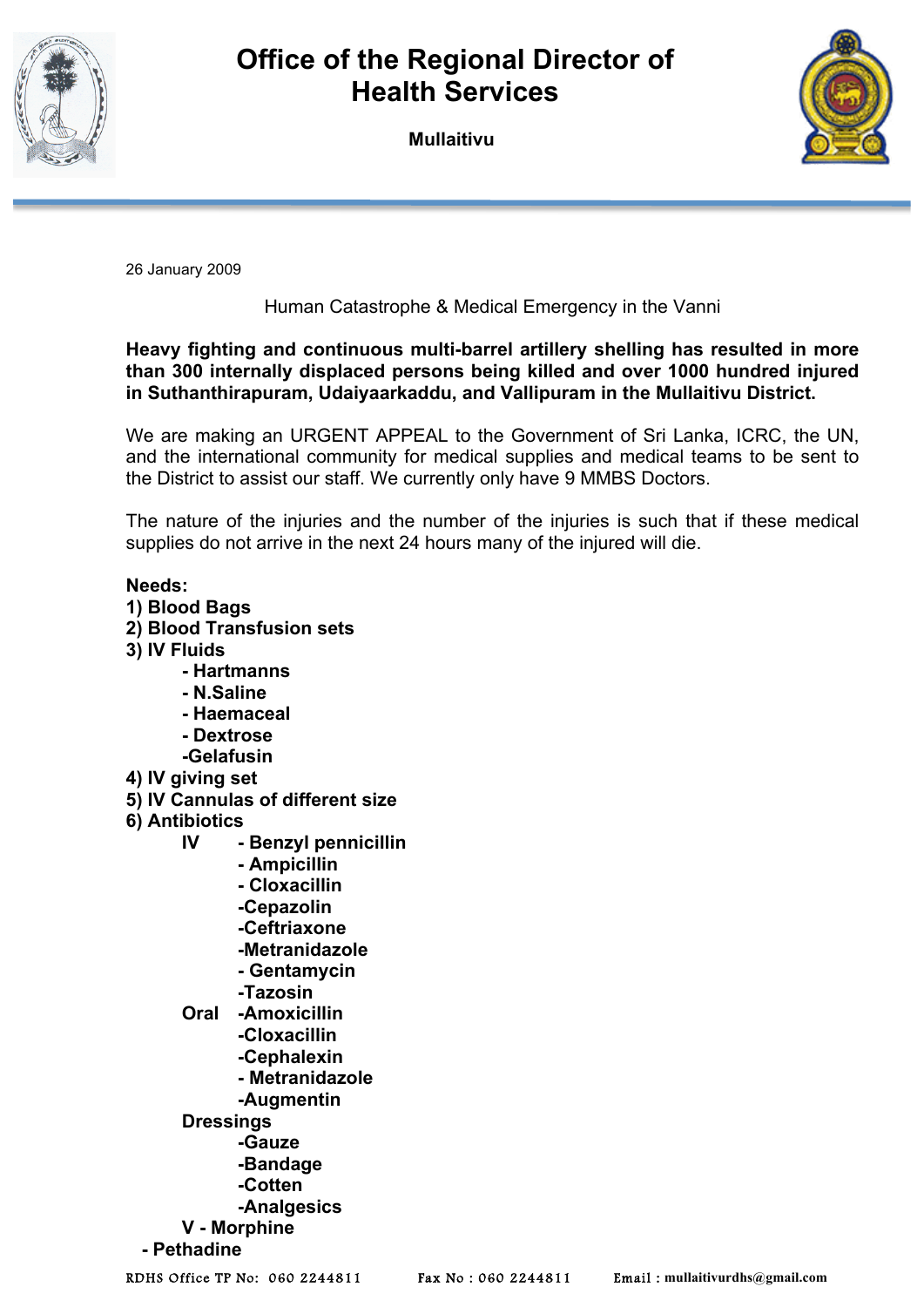# Office of the Regional Director of Health Services

**Mullaitivu**

26 January 2009

Human Catastrophe & Medical Emergency in the Vanni

**Heavy fighting and continuous multi-barrel artillery shelling has resulted in more than 300 internally displaced persons being killed and over 1000 hundred injured in Suthanthirapuram, Udaiyaarkaddu, and Vallipuram in the Mullaitivu District.**

We are making an URGENT APPEAL to the Government of Sri Lanka, ICRC, the UN, and the international community for medical supplies and medical teams to be sent to the District to assist our staff. We currently only have 9 MMBS Doctors.

The nature of the injuries and the number of the injuries is such that if these medical supplies do not arrive in the next 24 hours many of the injured will die.

**Needs:**

**1) Blood Bags**
**2) Blood Transfusion sets**
**3) IV Fluids**
- **Hartmanns**
- **N.Saline**
- **Haemaceal**
- **Dextrose**
- **Gelafusin**

**4) IV giving set**
**5) IV Cannulas of different size**
**6) Antibiotics**

**IV**
- **Benzyl pennicillin**
- **Ampicillin**
- **Cloxacillin**
- **Cepazolin**
- **Ceftriaxone**
- **Metranidazole**
- **Gentamycin**
- **Tazosin**

**Oral**
- **Amoxicillin**
- **Cloxacillin**
- **Cephalexin**
- **Metranidazole**
- **Augmentin**

**Dressings**
- **Gauze**
- **Bandage**
- **Cotten**
- **Analgesics**

**V - Morphine**
- **Pethadine**

RDHS Office TP No: 060 2244811 Fax No : 060 2244811 Email : mullaitivurdhs@gmail.com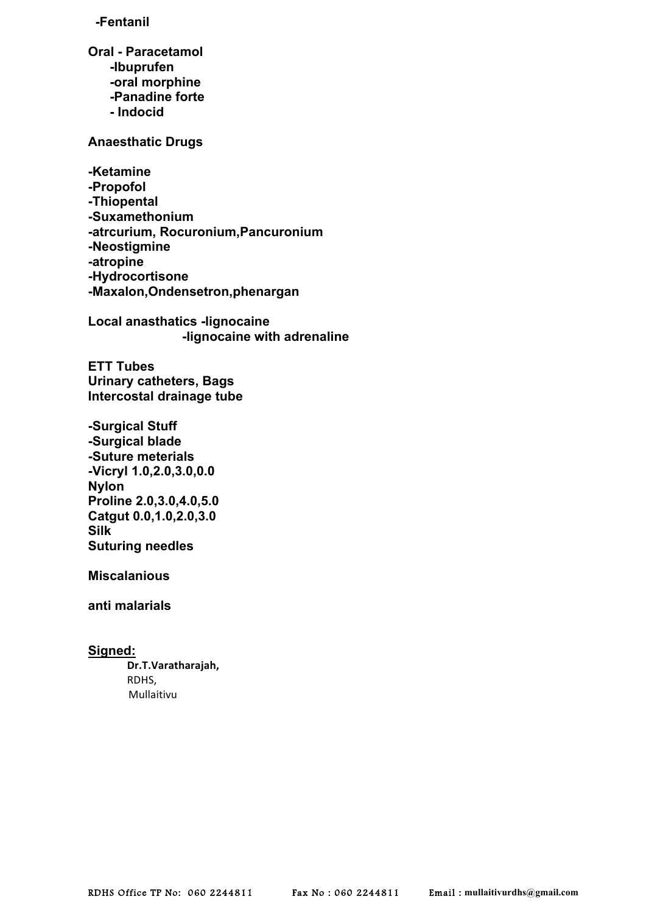**-Fentanil**

**Oral - Paracetamol**
**-Ibuprufen**
**-oral morphine**
**-Panadine forte**
**- Indocid**

**Anaesthatic Drugs**

**-Ketamine**
**-Propofol**
**-Thiopental**
**-Suxamethonium**
**-atrcurium, Rocuronium,Pancuronium**
**-Neostigmine**
**-atropine**
**-Hydrocortisone**
**-Maxalon,Ondensetron,phenargan**

**Local anasthatics -lignocaine**
**-lignocaine with adrenaline**

**ETT Tubes**
**Urinary catheters, Bags**
**Intercostal drainage tube**

**-Surgical Stuff**
**-Surgical blade**
**-Suture meterials**
**-Vicryl 1.0,2.0,3.0,0.0**
**Nylon**
**Proline 2.0,3.0,4.0,5.0**
**Catgut 0.0,1.0,2.0,3.0**
**Silk**
**Suturing needles**

**Miscalanious**

**anti malarials**

**Signed:**
**Dr.T.Varatharajah,**
RDHS,
Mullaitivu

RDHS Office TP No: 060 2244811 Fax No : 060 2244811 Email : mullaitivurdhs@gmail.com